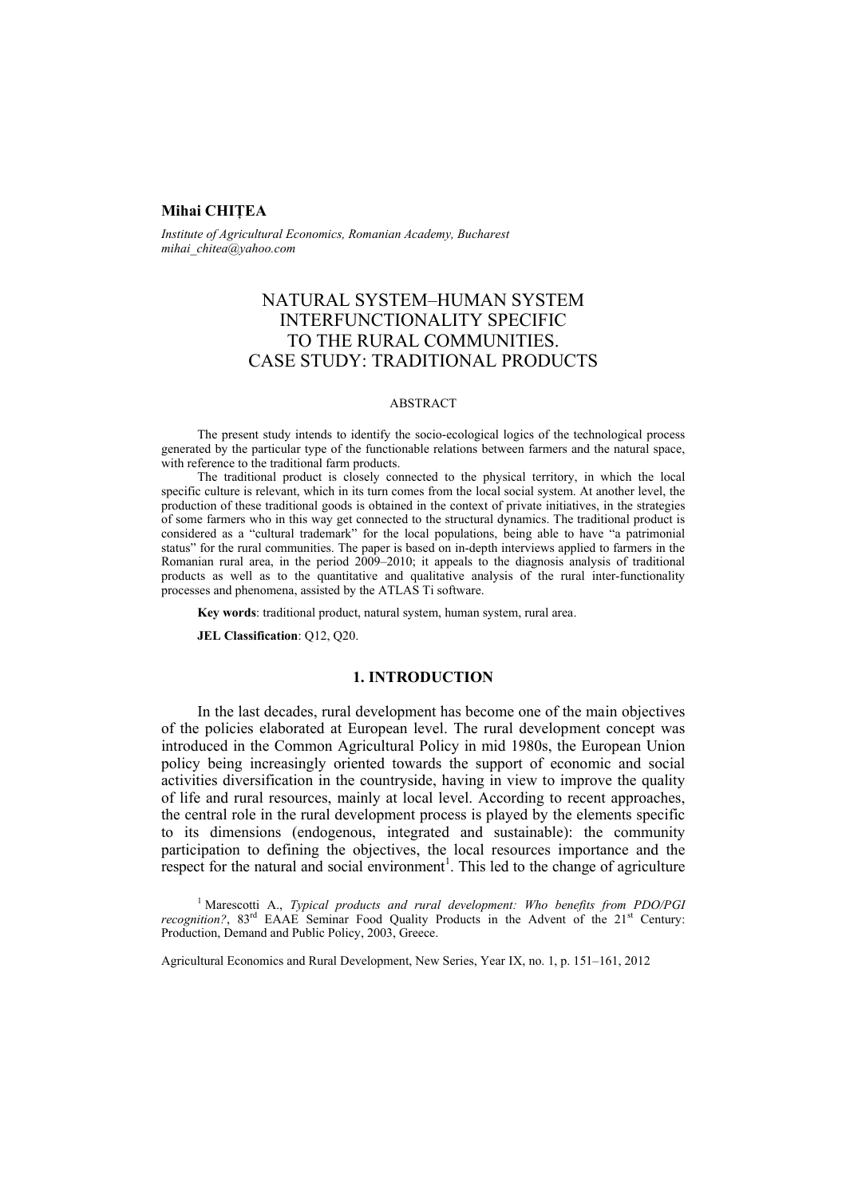**Mihai CHIȚEA**

*Institute of Agricultural Economics, Romanian Academy, Bucharest*
*mihai_chitea@yahoo.com*

# NATURAL SYSTEM–HUMAN SYSTEM INTERFUNCTIONALITY SPECIFIC TO THE RURAL COMMUNITIES. CASE STUDY: TRADITIONAL PRODUCTS

ABSTRACT

The present study intends to identify the socio-ecological logics of the technological process generated by the particular type of the functionable relations between farmers and the natural space, with reference to the traditional farm products.

The traditional product is closely connected to the physical territory, in which the local specific culture is relevant, which in its turn comes from the local social system. At another level, the production of these traditional goods is obtained in the context of private initiatives, in the strategies of some farmers who in this way get connected to the structural dynamics. The traditional product is considered as a "cultural trademark" for the local populations, being able to have "a patrimonial status" for the rural communities. The paper is based on in-depth interviews applied to farmers in the Romanian rural area, in the period 2009–2010; it appeals to the diagnosis analysis of traditional products as well as to the quantitative and qualitative analysis of the rural inter-functionality processes and phenomena, assisted by the ATLAS Ti software.

**Key words**: traditional product, natural system, human system, rural area.

**JEL Classification**: Q12, Q20.

## 1. INTRODUCTION

In the last decades, rural development has become one of the main objectives of the policies elaborated at European level. The rural development concept was introduced in the Common Agricultural Policy in mid 1980s, the European Union policy being increasingly oriented towards the support of economic and social activities diversification in the countryside, having in view to improve the quality of life and rural resources, mainly at local level. According to recent approaches, the central role in the rural development process is played by the elements specific to its dimensions (endogenous, integrated and sustainable): the community participation to defining the objectives, the local resources importance and the respect for the natural and social environment[1]. This led to the change of agriculture

[1] Marescotti A., *Typical products and rural development: Who benefits from PDO/PGI recognition?*, 83rd EAAE Seminar Food Quality Products in the Advent of the 21st Century: Production, Demand and Public Policy, 2003, Greece.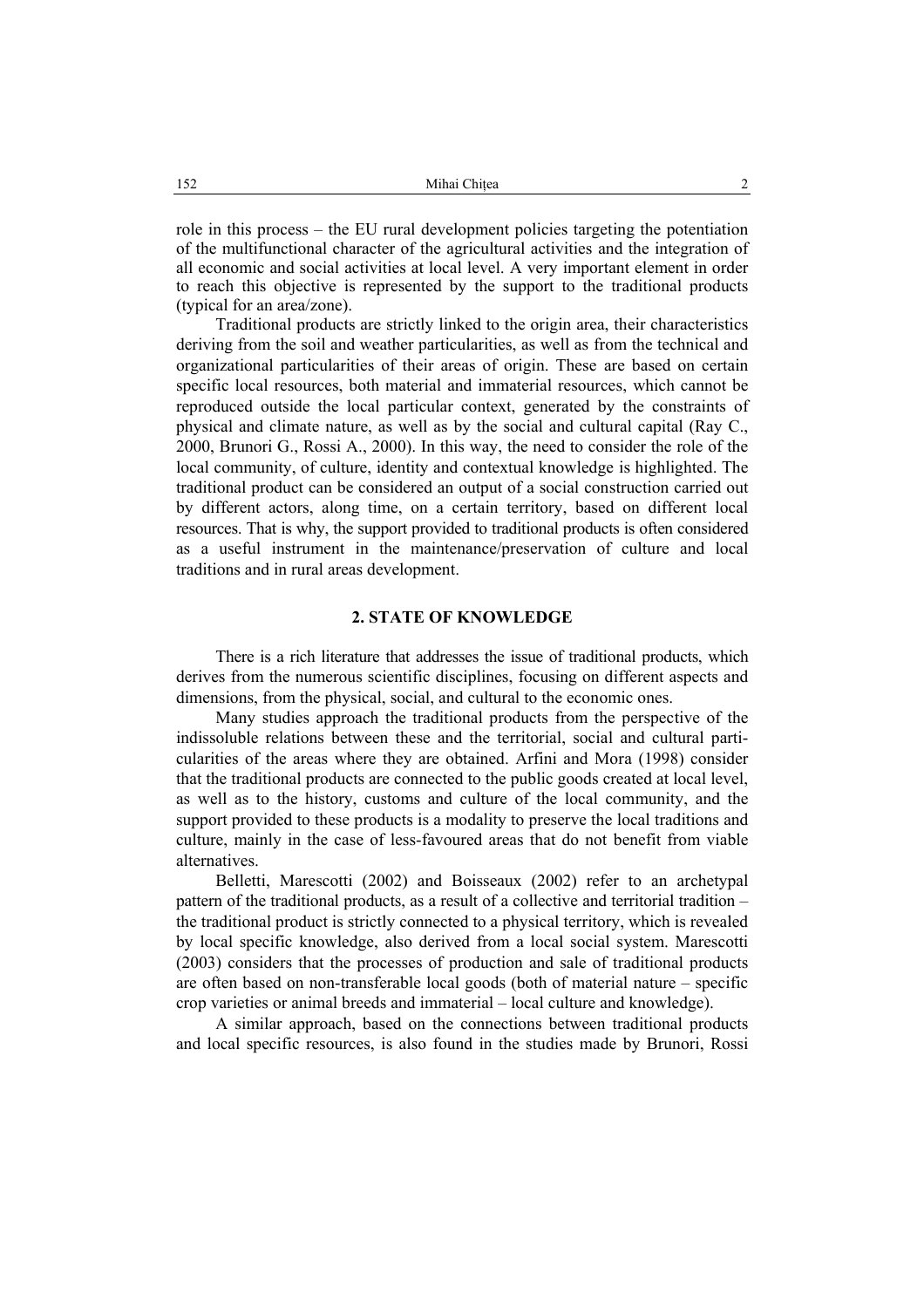role in this process – the EU rural development policies targeting the potentiation of the multifunctional character of the agricultural activities and the integration of all economic and social activities at local level. A very important element in order to reach this objective is represented by the support to the traditional products (typical for an area/zone).

Traditional products are strictly linked to the origin area, their characteristics deriving from the soil and weather particularities, as well as from the technical and organizational particularities of their areas of origin. These are based on certain specific local resources, both material and immaterial resources, which cannot be reproduced outside the local particular context, generated by the constraints of physical and climate nature, as well as by the social and cultural capital (Ray C., 2000, Brunori G., Rossi A., 2000). In this way, the need to consider the role of the local community, of culture, identity and contextual knowledge is highlighted. The traditional product can be considered an output of a social construction carried out by different actors, along time, on a certain territory, based on different local resources. That is why, the support provided to traditional products is often considered as a useful instrument in the maintenance/preservation of culture and local traditions and in rural areas development.

## 2. STATE OF KNOWLEDGE

There is a rich literature that addresses the issue of traditional products, which derives from the numerous scientific disciplines, focusing on different aspects and dimensions, from the physical, social, and cultural to the economic ones.

Many studies approach the traditional products from the perspective of the indissoluble relations between these and the territorial, social and cultural particularities of the areas where they are obtained. Arfini and Mora (1998) consider that the traditional products are connected to the public goods created at local level, as well as to the history, customs and culture of the local community, and the support provided to these products is a modality to preserve the local traditions and culture, mainly in the case of less-favoured areas that do not benefit from viable alternatives.

Belletti, Marescotti (2002) and Boisseaux (2002) refer to an archetypal pattern of the traditional products, as a result of a collective and territorial tradition – the traditional product is strictly connected to a physical territory, which is revealed by local specific knowledge, also derived from a local social system. Marescotti (2003) considers that the processes of production and sale of traditional products are often based on non-transferable local goods (both of material nature – specific crop varieties or animal breeds and immaterial – local culture and knowledge).

A similar approach, based on the connections between traditional products and local specific resources, is also found in the studies made by Brunori, Rossi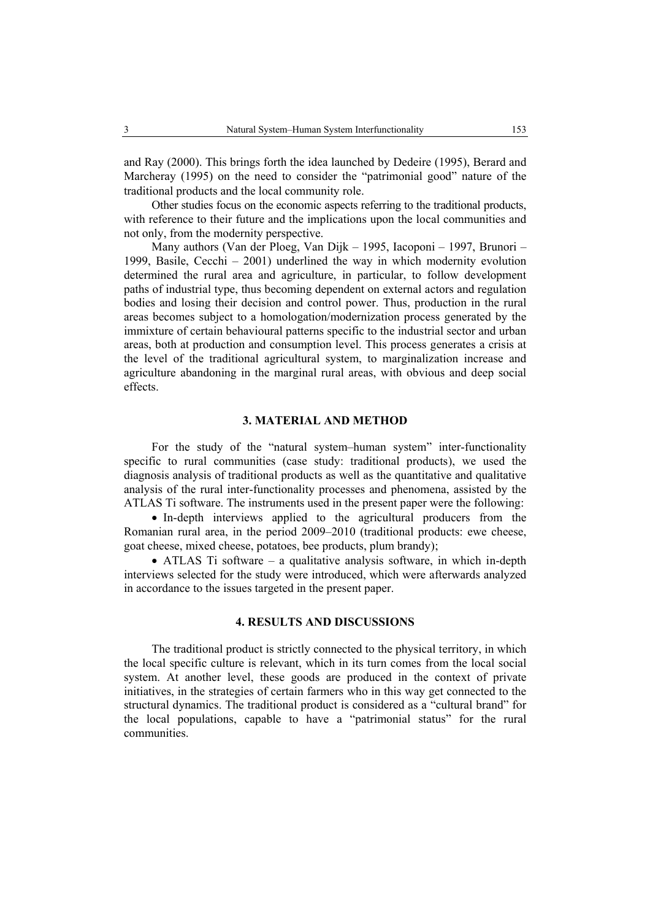and Ray (2000). This brings forth the idea launched by Dedeire (1995), Berard and Marcheray (1995) on the need to consider the "patrimonial good" nature of the traditional products and the local community role.

Other studies focus on the economic aspects referring to the traditional products, with reference to their future and the implications upon the local communities and not only, from the modernity perspective.

Many authors (Van der Ploeg, Van Dijk – 1995, Iacoponi – 1997, Brunori – 1999, Basile, Cecchi – 2001) underlined the way in which modernity evolution determined the rural area and agriculture, in particular, to follow development paths of industrial type, thus becoming dependent on external actors and regulation bodies and losing their decision and control power. Thus, production in the rural areas becomes subject to a homologation/modernization process generated by the immixture of certain behavioural patterns specific to the industrial sector and urban areas, both at production and consumption level. This process generates a crisis at the level of the traditional agricultural system, to marginalization increase and agriculture abandoning in the marginal rural areas, with obvious and deep social effects.

## 3. MATERIAL AND METHOD

For the study of the "natural system–human system" inter-functionality specific to rural communities (case study: traditional products), we used the diagnosis analysis of traditional products as well as the quantitative and qualitative analysis of the rural inter-functionality processes and phenomena, assisted by the ATLAS Ti software. The instruments used in the present paper were the following:

- In-depth interviews applied to the agricultural producers from the Romanian rural area, in the period 2009–2010 (traditional products: ewe cheese, goat cheese, mixed cheese, potatoes, bee products, plum brandy);
- ATLAS Ti software – a qualitative analysis software, in which in-depth interviews selected for the study were introduced, which were afterwards analyzed in accordance to the issues targeted in the present paper.

## 4. RESULTS AND DISCUSSIONS

The traditional product is strictly connected to the physical territory, in which the local specific culture is relevant, which in its turn comes from the local social system. At another level, these goods are produced in the context of private initiatives, in the strategies of certain farmers who in this way get connected to the structural dynamics. The traditional product is considered as a "cultural brand" for the local populations, capable to have a "patrimonial status" for the rural communities.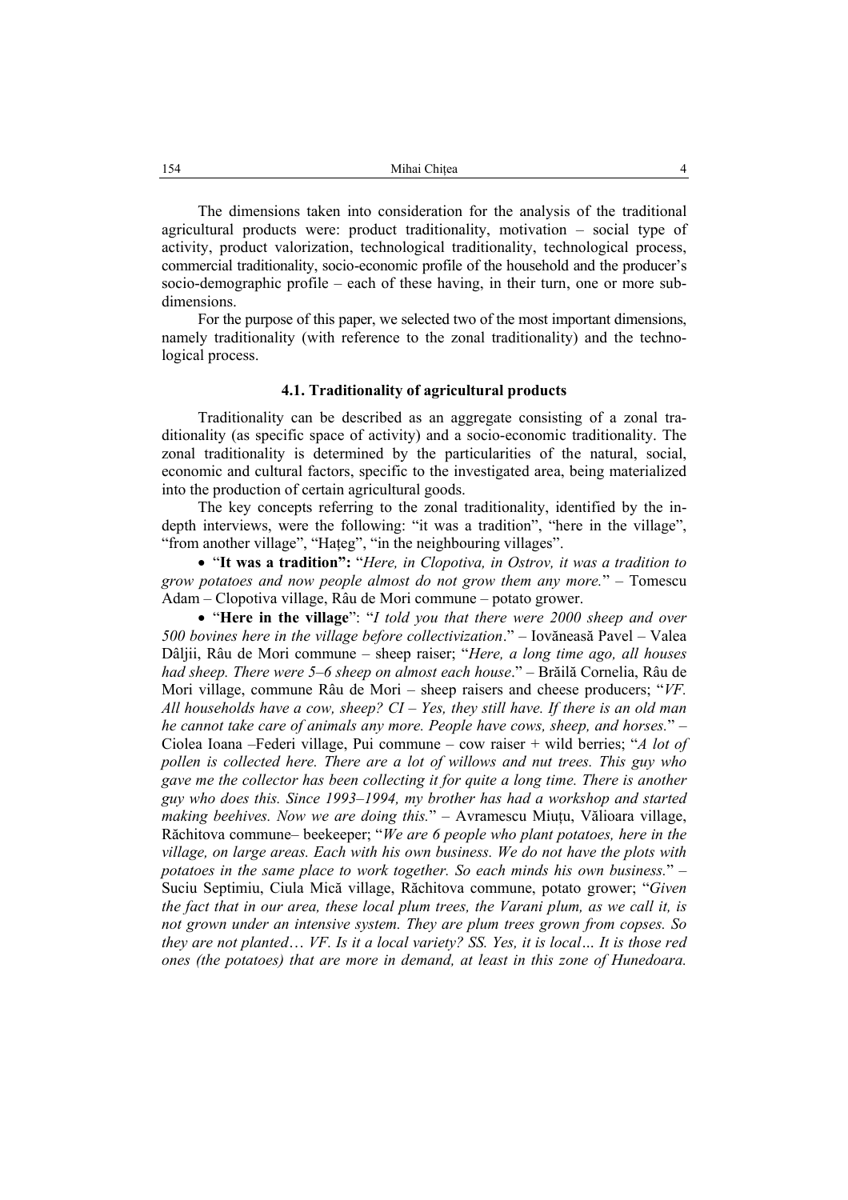The dimensions taken into consideration for the analysis of the traditional agricultural products were: product traditionality, motivation – social type of activity, product valorization, technological traditionality, technological process, commercial traditionality, socio-economic profile of the household and the producer's socio-demographic profile – each of these having, in their turn, one or more sub-dimensions.

For the purpose of this paper, we selected two of the most important dimensions, namely traditionality (with reference to the zonal traditionality) and the technological process.

### 4.1. Traditionality of agricultural products

Traditionality can be described as an aggregate consisting of a zonal traditionality (as specific space of activity) and a socio-economic traditionality. The zonal traditionality is determined by the particularities of the natural, social, economic and cultural factors, specific to the investigated area, being materialized into the production of certain agricultural goods.

The key concepts referring to the zonal traditionality, identified by the in-depth interviews, were the following: "it was a tradition", "here in the village", "from another village", "Haţeg", "in the neighbouring villages".

- "**It was a tradition":** "*Here, in Clopotiva, in Ostrov, it was a tradition to grow potatoes and now people almost do not grow them any more.*" – Tomescu Adam – Clopotiva village, Râu de Mori commune – potato grower.
- "**Here in the village**": "*I told you that there were 2000 sheep and over 500 bovines here in the village before collectivization*." – Iovănească Pavel – Valea Dâljii, Râu de Mori commune – sheep raiser; "*Here, a long time ago, all houses had sheep. There were 5–6 sheep on almost each house*." – Brăilă Cornelia, Râu de Mori village, commune Râu de Mori – sheep raisers and cheese producers; "*VF. All households have a cow, sheep? CI – Yes, they still have. If there is an old man he cannot take care of animals any more. People have cows, sheep, and horses.*" – Ciolea Ioana –Federi village, Pui commune – cow raiser + wild berries; "*A lot of pollen is collected here. There are a lot of willows and nut trees. This guy who gave me the collector has been collecting it for quite a long time. There is another guy who does this. Since 1993–1994, my brother has had a workshop and started making beehives. Now we are doing this.*" – Avramescu Miuţu, Vălioara village, Răchitova commune– beekeeper; "*We are 6 people who plant potatoes, here in the village, on large areas. Each with his own business. We do not have the plots with potatoes in the same place to work together. So each minds his own business.*" – Suciu Septimiu, Ciula Mică village, Răchitova commune, potato grower; "*Given the fact that in our area, these local plum trees, the Varani plum, as we call it, is not grown under an intensive system. They are plum trees grown from copses. So they are not planted… VF. Is it a local variety? SS. Yes, it is local… It is those red ones (the potatoes) that are more in demand, at least in this zone of Hunedoara.*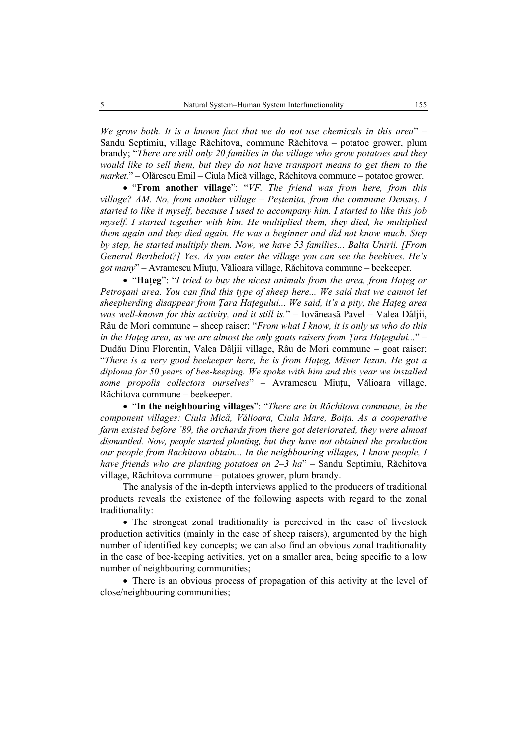*We grow both. It is a known fact that we do not use chemicals in this area*" – Sandu Septimiu, village Răchitova, commune Răchitova – potatoe grower, plum brandy; "*There are still only 20 families in the village who grow potatoes and they would like to sell them, but they do not have transport means to get them to the market.*" – Olărescu Emil – Ciula Mică village, Răchitova commune – potatoe grower.

- "**From another village**": "*VF. The friend was from here, from this village? AM. No, from another village – Peştenița, from the commune Densuş. I started to like it myself, because I used to accompany him. I started to like this job myself. I started together with him. He multiplied them, they died, he multiplied them again and they died again. He was a beginner and did not know much. Step by step, he started multiply them. Now, we have 53 families... Balta Unirii. [From General Berthelot?] Yes. As you enter the village you can see the beehives. He's got many*" – Avramescu Miuțu, Vălioara village, Răchitova commune – beekeeper.
- "**Hațeg**": "*I tried to buy the nicest animals from the area, from Hațeg or Petroşani area. You can find this type of sheep here... We said that we cannot let sheepherding disappear from Țara Hațegului... We said, it's a pity, the Hațeg area was well-known for this activity, and it still is.*" – Iovănească Pavel – Valea Dâljii, Râu de Mori commune – sheep raiser; "*From what I know, it is only us who do this in the Hațeg area, as we are almost the only goats raisers from Țara Hațegului...*" – Dudău Dinu Florentin, Valea Dâljii village, Râu de Mori commune – goat raiser; "*There is a very good beekeeper here, he is from Hațeg, Mister Iezan. He got a diploma for 50 years of bee-keeping. We spoke with him and this year we installed some propolis collectors ourselves*" – Avramescu Miuțu, Vălioara village, Răchitova commune – beekeeper.
- "**In the neighbouring villages**": "*There are in Răchitova commune, in the component villages: Ciula Mică, Vălioara, Ciula Mare, Boița. As a cooperative farm existed before '89, the orchards from there got deteriorated, they were almost dismantled. Now, people started planting, but they have not obtained the production our people from Rachitova obtain... In the neighbouring villages, I know people, I have friends who are planting potatoes on 2–3 ha*" – Sandu Septimiu, Răchitova village, Răchitova commune – potatoes grower, plum brandy.

The analysis of the in-depth interviews applied to the producers of traditional products reveals the existence of the following aspects with regard to the zonal traditionality:

- The strongest zonal traditionality is perceived in the case of livestock production activities (mainly in the case of sheep raisers), argumented by the high number of identified key concepts; we can also find an obvious zonal traditionality in the case of bee-keeping activities, yet on a smaller area, being specific to a low number of neighbouring communities;
- There is an obvious process of propagation of this activity at the level of close/neighbouring communities;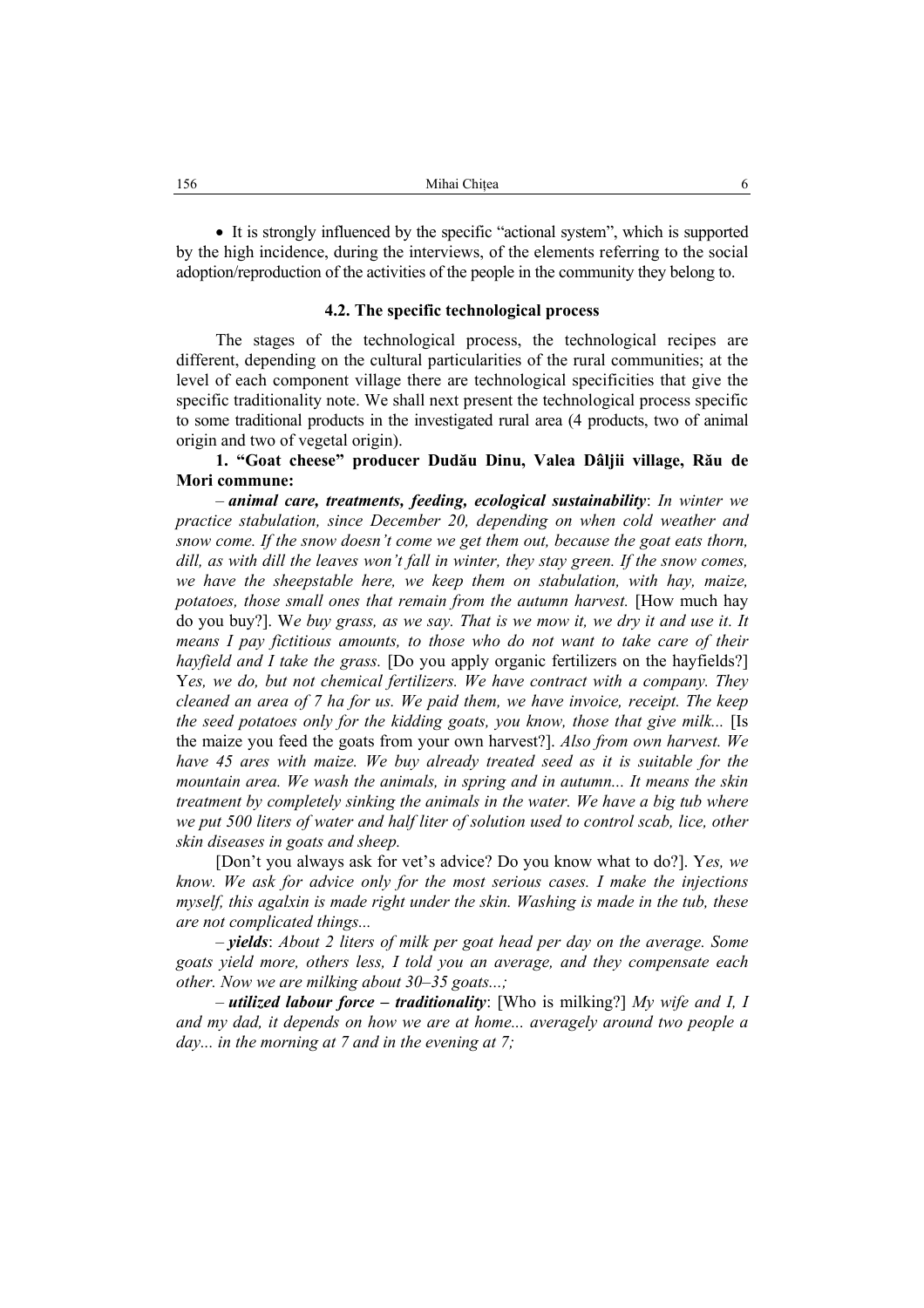• It is strongly influenced by the specific "actional system", which is supported by the high incidence, during the interviews, of the elements referring to the social adoption/reproduction of the activities of the people in the community they belong to.

### 4.2. The specific technological process

The stages of the technological process, the technological recipes are different, depending on the cultural particularities of the rural communities; at the level of each component village there are technological specificities that give the specific traditionality note. We shall next present the technological process specific to some traditional products in the investigated rural area (4 products, two of animal origin and two of vegetal origin).

**1. "Goat cheese" producer Dudău Dinu, Valea Dâljii village, Rău de Mori commune:**

– ***animal care, treatments, feeding, ecological sustainability***: *In winter we practice stabulation, since December 20, depending on when cold weather and snow come. If the snow doesn't come we get them out, because the goat eats thorn, dill, as with dill the leaves won't fall in winter, they stay green. If the snow comes, we have the sheepstable here, we keep them on stabulation, with hay, maize, potatoes, those small ones that remain from the autumn harvest.* [How much hay do you buy?]. W*e buy grass, as we say. That is we mow it, we dry it and use it. It means I pay fictitious amounts, to those who do not want to take care of their hayfield and I take the grass.* [Do you apply organic fertilizers on the hayfields?] Y*es, we do, but not chemical fertilizers. We have contract with a company. They cleaned an area of 7 ha for us. We paid them, we have invoice, receipt. The keep the seed potatoes only for the kidding goats, you know, those that give milk...* [Is the maize you feed the goats from your own harvest?]. *Also from own harvest. We have 45 ares with maize. We buy already treated seed as it is suitable for the mountain area. We wash the animals, in spring and in autumn... It means the skin treatment by completely sinking the animals in the water. We have a big tub where we put 500 liters of water and half liter of solution used to control scab, lice, other skin diseases in goats and sheep.*

[Don't you always ask for vet's advice? Do you know what to do?]. Y*es, we know. We ask for advice only for the most serious cases. I make the injections myself, this agalxin is made right under the skin. Washing is made in the tub, these are not complicated things...*

– ***yields***: *About 2 liters of milk per goat head per day on the average. Some goats yield more, others less, I told you an average, and they compensate each other. Now we are milking about 30–35 goats...;*

– ***utilized labour force – traditionality***: [Who is milking?] *My wife and I, I and my dad, it depends on how we are at home... averagely around two people a day... in the morning at 7 and in the evening at 7;*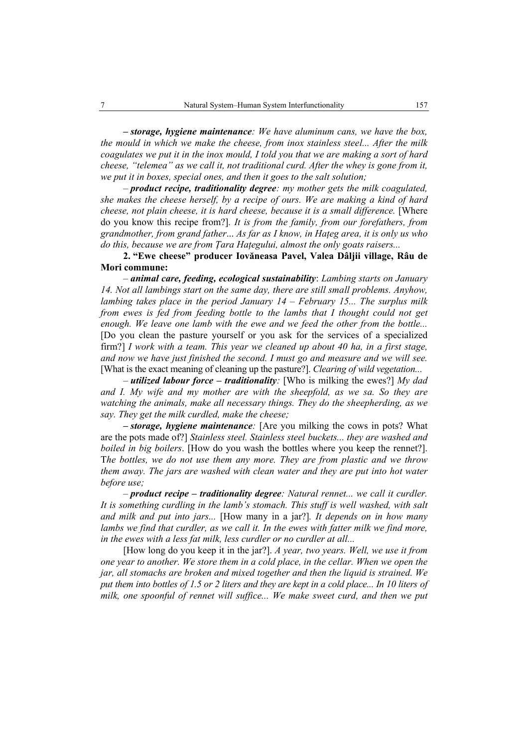***– storage, hygiene maintenance****: We have aluminum cans, we have the box, the mould in which we make the cheese, from inox stainless steel... After the milk coagulates we put it in the inox mould, I told you that we are making a sort of hard cheese, "telemea" as we call it, not traditional curd. After the whey is gone from it, we put it in boxes, special ones, and then it goes to the salt solution;*

– ***product recipe, traditionality degree****: my mother gets the milk coagulated, she makes the cheese herself, by a recipe of ours. We are making a kind of hard cheese, not plain cheese, it is hard cheese, because it is a small difference.* [Where do you know this recipe from?]. *It is from the family, from our forefathers, from grandmother, from grand father... As far as I know, in Hațeg area, it is only us who do this, because we are from Țara Hațegului, almost the only goats raisers...*

**2. "Ewe cheese" producer Iovăneasa Pavel, Valea Dâljii village, Râu de Mori commune:**

– ***animal care, feeding, ecological sustainability***: *Lambing starts on January 14. Not all lambings start on the same day, there are still small problems. Anyhow, lambing takes place in the period January 14 – February 15... The surplus milk from ewes is fed from feeding bottle to the lambs that I thought could not get enough. We leave one lamb with the ewe and we feed the other from the bottle...* [Do you clean the pasture yourself or you ask for the services of a specialized firm?] *I work with a team. This year we cleaned up about 40 ha, in a first stage, and now we have just finished the second. I must go and measure and we will see.* [What is the exact meaning of cleaning up the pasture?]. *Clearing of wild vegetation...*

– ***utilized labour force – traditionality****:* [Who is milking the ewes?] *My dad and I. My wife and my mother are with the sheepfold, as we sa. So they are watching the animals, make all necessary things. They do the sheepherding, as we say. They get the milk curdled, make the cheese;*

***– storage, hygiene maintenance****:* [Are you milking the cows in pots? What are the pots made of?] *Stainless steel. Stainless steel buckets... they are washed and boiled in big boilers*. [How do you wash the bottles where you keep the rennet?]. T*he bottles, we do not use them any more. They are from plastic and we throw them away. The jars are washed with clean water and they are put into hot water before use;*

– ***product recipe – traditionality degree****: Natural rennet... we call it curdler. It is something curdling in the lamb's stomach. This stuff is well washed, with salt and milk and put into jars...* [How many in a jar?]. *It depends on in how many lambs we find that curdler, as we call it. In the ewes with fatter milk we find more, in the ewes with a less fat milk, less curdler or no curdler at all...*

[How long do you keep it in the jar?]. *A year, two years. Well, we use it from one year to another. We store them in a cold place, in the cellar. When we open the jar, all stomachs are broken and mixed together and then the liquid is strained. We put them into bottles of 1.5 or 2 liters and they are kept in a cold place... In 10 liters of milk, one spoonful of rennet will suffice... We make sweet curd, and then we put*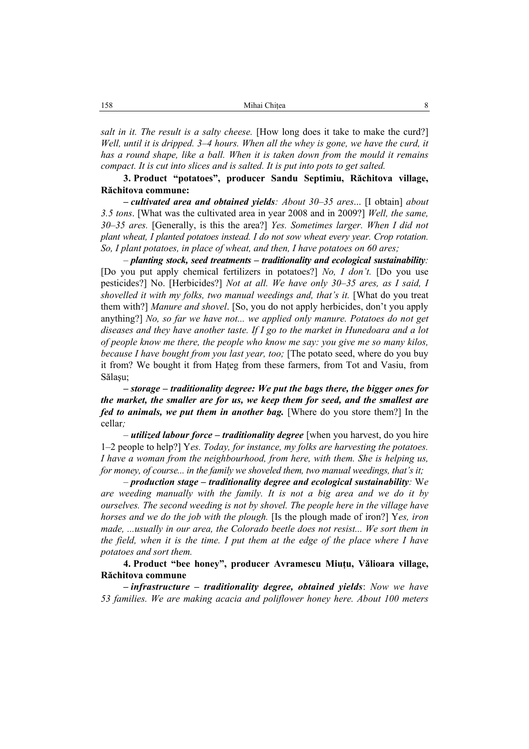*salt in it. The result is a salty cheese.* [How long does it take to make the curd?] *Well, until it is dripped. 3–4 hours. When all the whey is gone, we have the curd, it has a round shape, like a ball. When it is taken down from the mould it remains compact. It is cut into slices and is salted. It is put into pots to get salted.*

**3. Product "potatoes", producer Sandu Septimiu, Răchitova village, Răchitova commune:**

***– cultivated area and obtained yields****: About 30–35 ares*... [I obtain] *about 3.5 tons*. [What was the cultivated area in year 2008 and in 2009?] *Well, the same, 30–35 ares.* [Generally, is this the area?] *Yes. Sometimes larger. When I did not plant wheat, I planted potatoes instead. I do not sow wheat every year. Crop rotation. So, I plant potatoes, in place of wheat, and then, I have potatoes on 60 ares;*

*–* ***planting stock, seed treatments – traditionality and ecological sustainability****:* [Do you put apply chemical fertilizers in potatoes?] *No, I don't.* [Do you use pesticides?] No. [Herbicides?] *Not at all. We have only 30–35 ares, as I said, I shovelled it with my folks, two manual weedings and, that's it.* [What do you treat them with?] *Manure and shovel*. [So, you do not apply herbicides, don't you apply anything?] *No, so far we have not... we applied only manure. Potatoes do not get diseases and they have another taste. If I go to the market in Hunedoara and a lot of people know me there, the people who know me say: you give me so many kilos, because I have bought from you last year, too;* [The potato seed, where do you buy it from? We bought it from Haţeg from these farmers, from Tot and Vasiu, from Sălaşu;

***– storage – traditionality degree: We put the bags there, the bigger ones for the market, the smaller are for us, we keep them for seed, and the smallest are fed to animals, we put them in another bag.*** [Where do you store them?] In the cellar*;*

*–* ***utilized labour force – traditionality degree*** [when you harvest, do you hire 1–2 people to help?] Y*es. Today, for instance, my folks are harvesting the potatoes. I have a woman from the neighbourhood, from here, with them. She is helping us, for money, of course... in the family we shoveled them, two manual weedings, that's it;*

*–* ***production stage – traditionality degree and ecological sustainability****:* W*e are weeding manually with the family. It is not a big area and we do it by ourselves. The second weeding is not by shovel. The people here in the village have horses and we do the job with the plough.* [Is the plough made of iron?] Y*es, iron made, ...usually in our area, the Colorado beetle does not resist... We sort them in the field, when it is the time. I put them at the edge of the place where I have potatoes and sort them.*

**4. Product "bee honey", producer Avramescu Miuţu, Vălioara village, Răchitova commune**

***– infrastructure – traditionality degree, obtained yields***: *Now we have 53 families. We are making acacia and poliflower honey here. About 100 meters*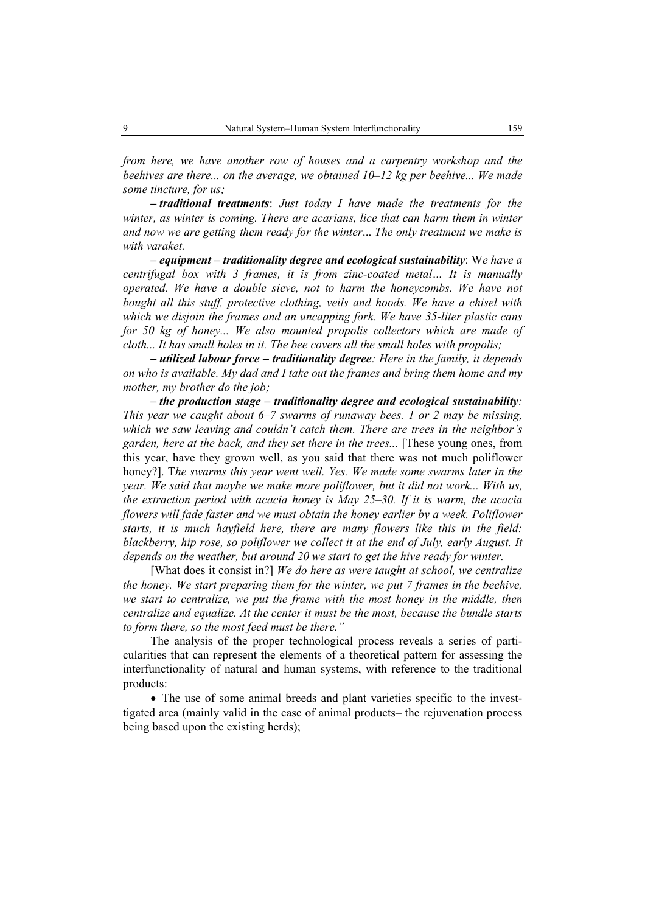*from here, we have another row of houses and a carpentry workshop and the beehives are there... on the average, we obtained 10–12 kg per beehive... We made some tincture, for us;*

***– traditional treatments***: *Just today I have made the treatments for the winter, as winter is coming. There are acarians, lice that can harm them in winter and now we are getting them ready for the winter… The only treatment we make is with varaket.*

***– equipment – traditionality degree and ecological sustainability***: W*e have a centrifugal box with 3 frames, it is from zinc-coated metal… It is manually operated. We have a double sieve, not to harm the honeycombs. We have not bought all this stuff, protective clothing, veils and hoods. We have a chisel with which we disjoin the frames and an uncapping fork. We have 35-liter plastic cans for 50 kg of honey... We also mounted propolis collectors which are made of cloth... It has small holes in it. The bee covers all the small holes with propolis;*

***– utilized labour force – traditionality degree****: Here in the family, it depends on who is available. My dad and I take out the frames and bring them home and my mother, my brother do the job;*

***– the production stage – traditionality degree and ecological sustainability****: This year we caught about 6–7 swarms of runaway bees. 1 or 2 may be missing, which we saw leaving and couldn't catch them. There are trees in the neighbor's garden, here at the back, and they set there in the trees...* [These young ones, from this year, have they grown well, as you said that there was not much poliflower honey?]. T*he swarms this year went well. Yes. We made some swarms later in the year. We said that maybe we make more poliflower, but it did not work... With us, the extraction period with acacia honey is May 25–30. If it is warm, the acacia flowers will fade faster and we must obtain the honey earlier by a week. Poliflower starts, it is much hayfield here, there are many flowers like this in the field: blackberry, hip rose, so poliflower we collect it at the end of July, early August. It depends on the weather, but around 20 we start to get the hive ready for winter.*

[What does it consist in?] *We do here as were taught at school, we centralize the honey. We start preparing them for the winter, we put 7 frames in the beehive, we start to centralize, we put the frame with the most honey in the middle, then centralize and equalize. At the center it must be the most, because the bundle starts to form there, so the most feed must be there."*

The analysis of the proper technological process reveals a series of particularities that can represent the elements of a theoretical pattern for assessing the interfunctionality of natural and human systems, with reference to the traditional products:

- The use of some animal breeds and plant varieties specific to the investigated area (mainly valid in the case of animal products– the rejuvenation process being based upon the existing herds);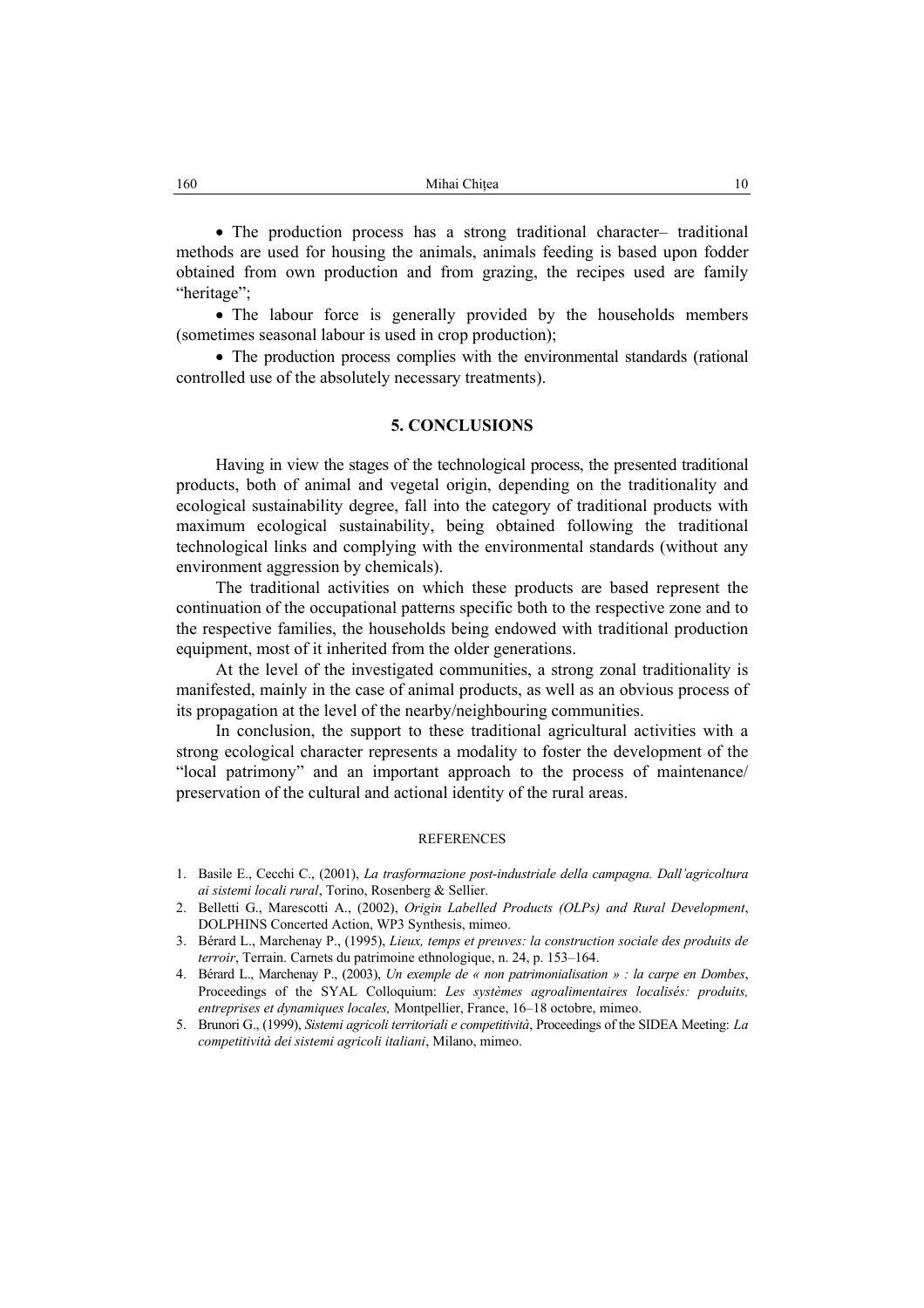- The production process has a strong traditional character– traditional methods are used for housing the animals, animals feeding is based upon fodder obtained from own production and from grazing, the recipes used are family "heritage";
- The labour force is generally provided by the households members (sometimes seasonal labour is used in crop production);
- The production process complies with the environmental standards (rational controlled use of the absolutely necessary treatments).

## 5. CONCLUSIONS

Having in view the stages of the technological process, the presented traditional products, both of animal and vegetal origin, depending on the traditionality and ecological sustainability degree, fall into the category of traditional products with maximum ecological sustainability, being obtained following the traditional technological links and complying with the environmental standards (without any environment aggression by chemicals).

The traditional activities on which these products are based represent the continuation of the occupational patterns specific both to the respective zone and to the respective families, the households being endowed with traditional production equipment, most of it inherited from the older generations.

At the level of the investigated communities, a strong zonal traditionality is manifested, mainly in the case of animal products, as well as an obvious process of its propagation at the level of the nearby/neighbouring communities.

In conclusion, the support to these traditional agricultural activities with a strong ecological character represents a modality to foster the development of the "local patrimony" and an important approach to the process of maintenance/ preservation of the cultural and actional identity of the rural areas.

### REFERENCES

1. Basile E., Cecchi C., (2001), *La trasformazione post-industriale della campagna. Dall'agricoltura ai sistemi locali rural*, Torino, Rosenberg & Sellier.
2. Belletti G., Marescotti A., (2002), *Origin Labelled Products (OLPs) and Rural Development*, DOLPHINS Concerted Action, WP3 Synthesis, mimeo.
3. Bérard L., Marchenay P., (1995), *Lieux, temps et preuves: la construction sociale des produits de terroir*, Terrain. Carnets du patrimoine ethnologique, n. 24, p. 153–164.
4. Bérard L., Marchenay P., (2003), *Un exemple de « non patrimonialisation » : la carpe en Dombes*, Proceedings of the SYAL Colloquium: *Les systèmes agroalimentaires localisés: produits, entreprises et dynamiques locales,* Montpellier, France, 16–18 octobre, mimeo.
5. Brunori G., (1999), *Sistemi agricoli territoriali e competitività*, Proceedings of the SIDEA Meeting: *La competitività dei sistemi agricoli italiani*, Milano, mimeo.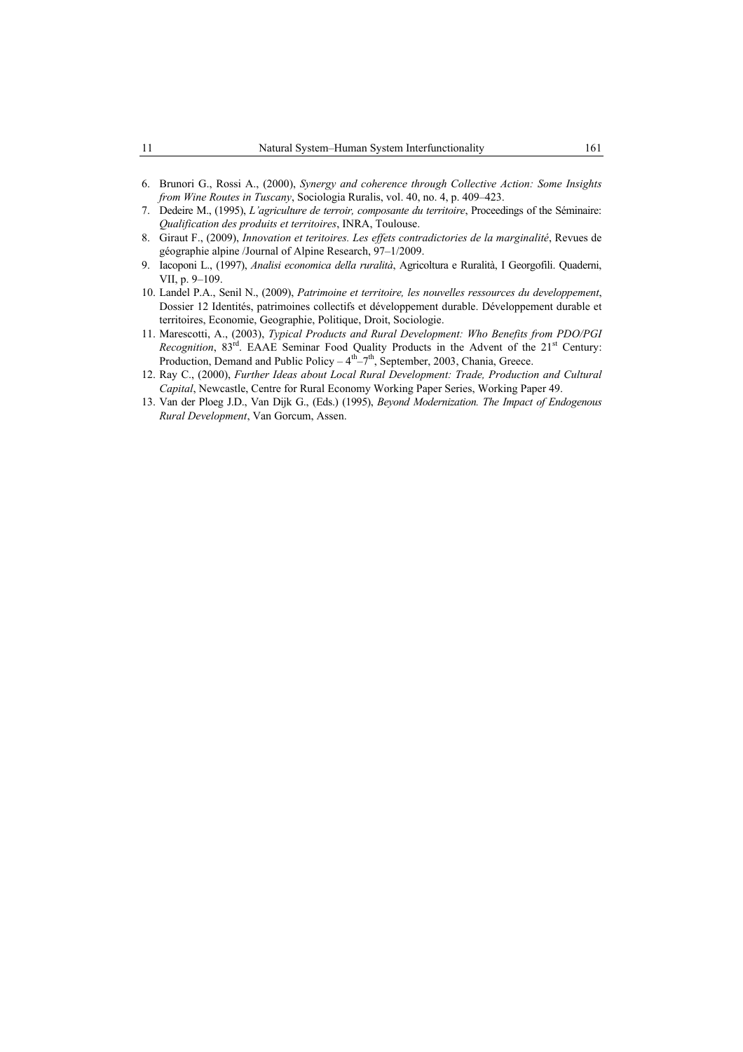6. Brunori G., Rossi A., (2000), *Synergy and coherence through Collective Action: Some Insights from Wine Routes in Tuscany*, Sociologia Ruralis, vol. 40, no. 4, p. 409–423.
7. Dedeire M., (1995), *L'agriculture de terroir, composante du territoire*, Proceedings of the Séminaire: *Qualification des produits et territoires*, INRA, Toulouse.
8. Giraut F., (2009), *Innovation et teritoires. Les effets contradictories de la marginalité*, Revues de géographie alpine /Journal of Alpine Research, 97–1/2009.
9. Iacoponi L., (1997), *Analisi economica della ruralità*, Agricoltura e Ruralità, I Georgofili. Quaderni, VII, p. 9–109.
10. Landel P.A., Senil N., (2009), *Patrimoine et territoire, les nouvelles ressources du developpement*, Dossier 12 Identités, patrimoines collectifs et développement durable. Développement durable et territoires, Economie, Geographie, Politique, Droit, Sociologie.
11. Marescotti, A., (2003), *Typical Products and Rural Development: Who Benefits from PDO/PGI Recognition*, 83rd. EAAE Seminar Food Quality Products in the Advent of the 21st Century: Production, Demand and Public Policy – 4th–7th, September, 2003, Chania, Greece.
12. Ray C., (2000), *Further Ideas about Local Rural Development: Trade, Production and Cultural Capital*, Newcastle, Centre for Rural Economy Working Paper Series, Working Paper 49.
13. Van der Ploeg J.D., Van Dijk G., (Eds.) (1995), *Beyond Modernization. The Impact of Endogenous Rural Development*, Van Gorcum, Assen.